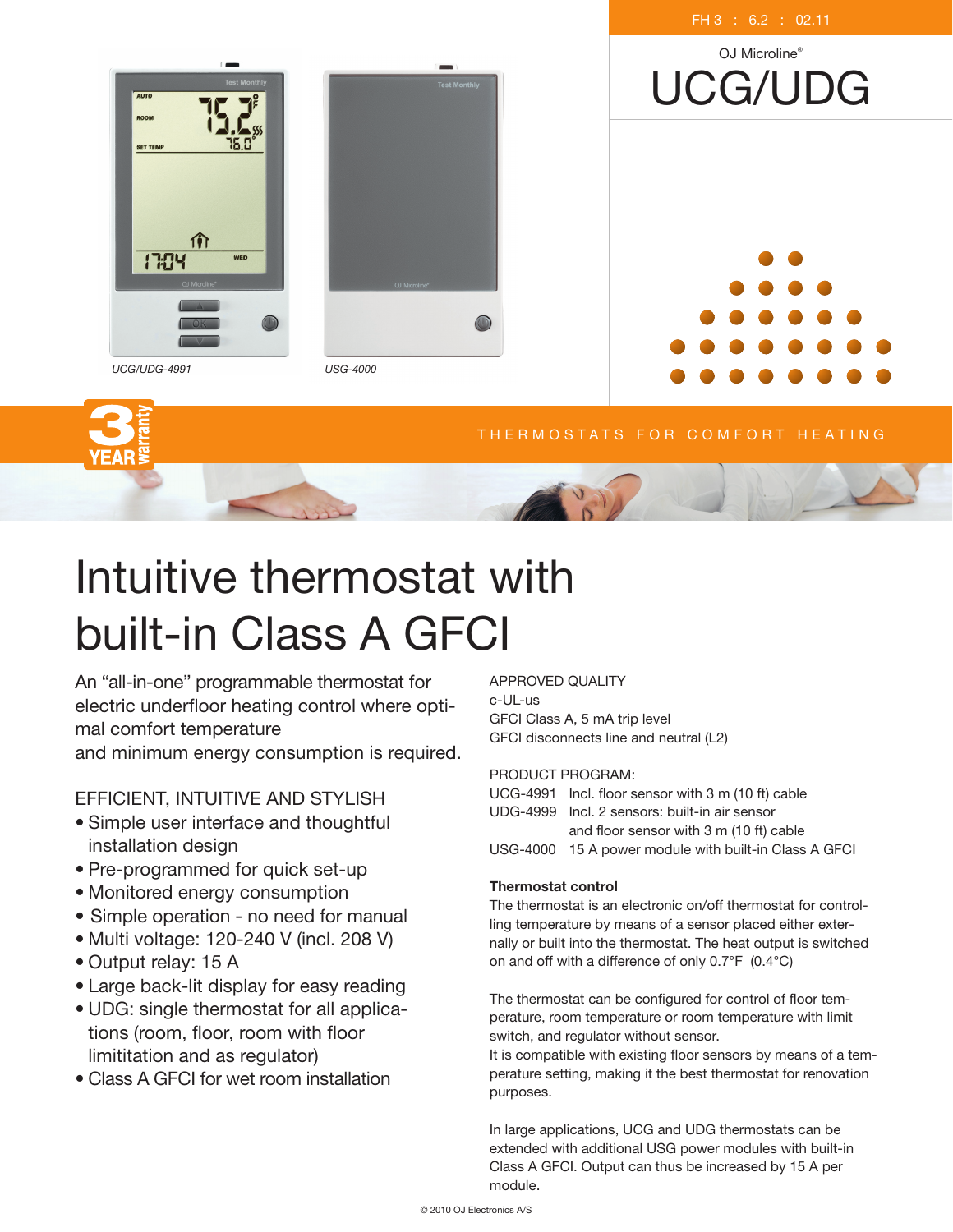FH 3 : 6.2 : 02.11

OJ Microline®

# UCG/UDG

*UCG/UDG-4991*

*USG-4000*

3 YEAR warranty

THERMOSTATS FOR COMFORT HEATING

# Intuitive thermostat with built-in Class A GFCI

An “all-in-one” programmable thermostat for electric underfloor heating control where optimal comfort temperature and minimum energy consumption is required.

## EFFICIENT, INTUITIVE AND STYLISH

- Simple user interface and thoughtful installation design
- Pre-programmed for quick set-up
- Monitored energy consumption
- Simple operation - no need for manual
- Multi voltage: 120-240 V (incl. 208 V)
- Output relay: 15 A
- Large back-lit display for easy reading
- UDG: single thermostat for all applications (room, floor, room with floor limititation and as regulator)
- Class A GFCI for wet room installation

APPROVED QUALITY
c-UL-us
GFCI Class A, 5 mA trip level
GFCI disconnects line and neutral (L2)

PRODUCT PROGRAM:

| | |
|---|---|
| UCG-4991 | Incl. floor sensor with 3 m (10 ft) cable |
| UDG-4999 | Incl. 2 sensors: built-in air sensor and floor sensor with 3 m (10 ft) cable |
| USG-4000 | 15 A power module with built-in Class A GFCI |

**Thermostat control**

The thermostat is an electronic on/off thermostat for controlling temperature by means of a sensor placed either externally or built into the thermostat. The heat output is switched on and off with a difference of only 0.7°F (0.4°C)

The thermostat can be configured for control of floor temperature, room temperature or room temperature with limit switch, and regulator without sensor.
It is compatible with existing floor sensors by means of a temperature setting, making it the best thermostat for renovation purposes.

In large applications, UCG and UDG thermostats can be extended with additional USG power modules with built-in Class A GFCI. Output can thus be increased by 15 A per module.

© 2010 OJ Electronics A/S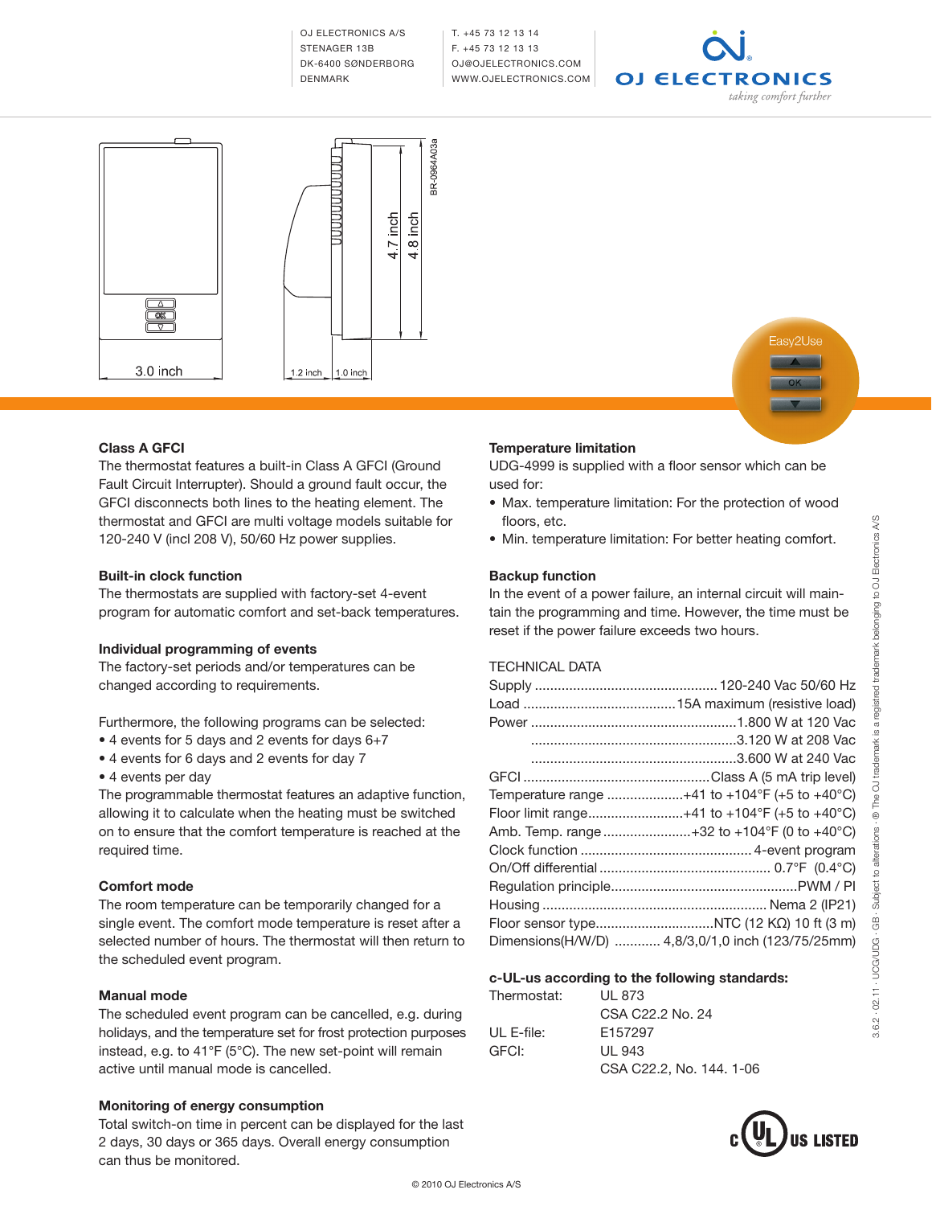OJ ELECTRONICS A/S
STENAGER 13B
DK-6400 SØNDERBORG
DENMARK

T. +45 73 12 13 14
F. +45 73 12 13 13
OJ@OJELECTRONICS.COM
WWW.OJELECTRONICS.COM

OJ ELECTRONICS
taking comfort further

3.0 inch
1.2 inch
1.0 inch
4.7 inch
4.8 inch
BR-0964A03a

Easy2Use
OK

### Class A GFCI

The thermostat features a built-in Class A GFCI (Ground Fault Circuit Interrupter). Should a ground fault occur, the GFCI disconnects both lines to the heating element. The thermostat and GFCI are multi voltage models suitable for 120-240 V (incl 208 V), 50/60 Hz power supplies.

### Built-in clock function

The thermostats are supplied with factory-set 4-event program for automatic comfort and set-back temperatures.

### Individual programming of events

The factory-set periods and/or temperatures can be changed according to requirements.

Furthermore, the following programs can be selected:

- 4 events for 5 days and 2 events for days 6+7
- 4 events for 6 days and 2 events for day 7
- 4 events per day

The programmable thermostat features an adaptive function, allowing it to calculate when the heating must be switched on to ensure that the comfort temperature is reached at the required time.

### Comfort mode

The room temperature can be temporarily changed for a single event. The comfort mode temperature is reset after a selected number of hours. The thermostat will then return to the scheduled event program.

### Manual mode

The scheduled event program can be cancelled, e.g. during holidays, and the temperature set for frost protection purposes instead, e.g. to 41°F (5°C). The new set-point will remain active until manual mode is cancelled.

### Monitoring of energy consumption

Total switch-on time in percent can be displayed for the last 2 days, 30 days or 365 days. Overall energy consumption can thus be monitored.

### Temperature limitation

UDG-4999 is supplied with a floor sensor which can be used for:

- Max. temperature limitation: For the protection of wood floors, etc.
- Min. temperature limitation: For better heating comfort.

### Backup function

In the event of a power failure, an internal circuit will maintain the programming and time. However, the time must be reset if the power failure exceeds two hours.

### TECHNICAL DATA

| | |
|---|---|
| Supply | 120-240 Vac 50/60 Hz |
| Load | 15A maximum (resistive load) |
| Power | 1.800 W at 120 Vac |
| | 3.120 W at 208 Vac |
| | 3.600 W at 240 Vac |
| GFCI | Class A (5 mA trip level) |
| Temperature range | +41 to +104°F (+5 to +40°C) |
| Floor limit range | +41 to +104°F (+5 to +40°C) |
| Amb. Temp. range | +32 to +104°F (0 to +40°C) |
| Clock function | 4-event program |
| On/Off differential | 0.7°F (0.4°C) |
| Regulation principle | PWM / PI |
| Housing | Nema 2 (IP21) |
| Floor sensor type | NTC (12 KΩ) 10 ft (3 m) |
| Dimensions(H/W/D) | 4,8/3,0/1,0 inch (123/75/25mm) |

### c-UL-us according to the following standards:

| | |
|---|---|
| Thermostat: | UL 873 |
| | CSA C22.2 No. 24 |
| UL E-file: | E157297 |
| GFCI: | UL 943 |
| | CSA C22.2, No. 144. 1-06 |

C UL US LISTED

3.6.2 · 02.11 · UCG/UDG · GB · Subject to alterations · ® The OJ trademark is a registred trademark belonging to OJ Electronics A/S

© 2010 OJ Electronics A/S